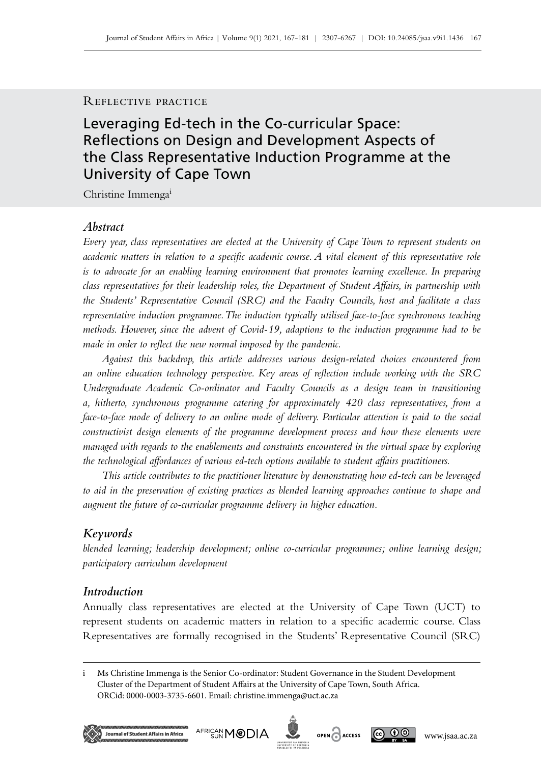Reflective practice

# Leveraging Ed-tech in the Co-curricular Space: Reflections on Design and Development Aspects of the Class Representative Induction Programme at the University of Cape Town

Christine Immenga[i]

## *Abstract*

*Every year, class representatives are elected at the University of Cape Town to represent students on academic matters in relation to a specific academic course. A vital element of this representative role is to advocate for an enabling learning environment that promotes learning excellence. In preparing class representatives for their leadership roles, the Department of Student Affairs, in partnership with the Students' Representative Council (SRC) and the Faculty Councils, host and facilitate a class representative induction programme. The induction typically utilised face-to-face synchronous teaching methods. However, since the advent of Covid-19, adaptions to the induction programme had to be made in order to reflect the new normal imposed by the pandemic.*

*Against this backdrop, this article addresses various design-related choices encountered from an online education technology perspective. Key areas of reflection include working with the SRC Undergraduate Academic Co-ordinator and Faculty Councils as a design team in transitioning a, hitherto, synchronous programme catering for approximately 420 class representatives, from a face-to-face mode of delivery to an online mode of delivery. Particular attention is paid to the social constructivist design elements of the programme development process and how these elements were managed with regards to the enablements and constraints encountered in the virtual space by exploring the technological affordances of various ed-tech options available to student affairs practitioners.*

*This article contributes to the practitioner literature by demonstrating how ed-tech can be leveraged to aid in the preservation of existing practices as blended learning approaches continue to shape and augment the future of co-curricular programme delivery in higher education.*

## *Keywords*

*blended learning; leadership development; online co-curricular programmes; online learning design; participatory curriculum development*

## *Introduction*

Annually class representatives are elected at the University of Cape Town (UCT) to represent students on academic matters in relation to a specific academic course. Class Representatives are formally recognised in the Students' Representative Council (SRC)

i Ms Christine Immenga is the Senior Co-ordinator: Student Governance in the Student Development Cluster of the Department of Student Affairs at the University of Cape Town, South Africa. ORCid: 0000-0003-3735-6601. Email: christine.immenga@uct.ac.za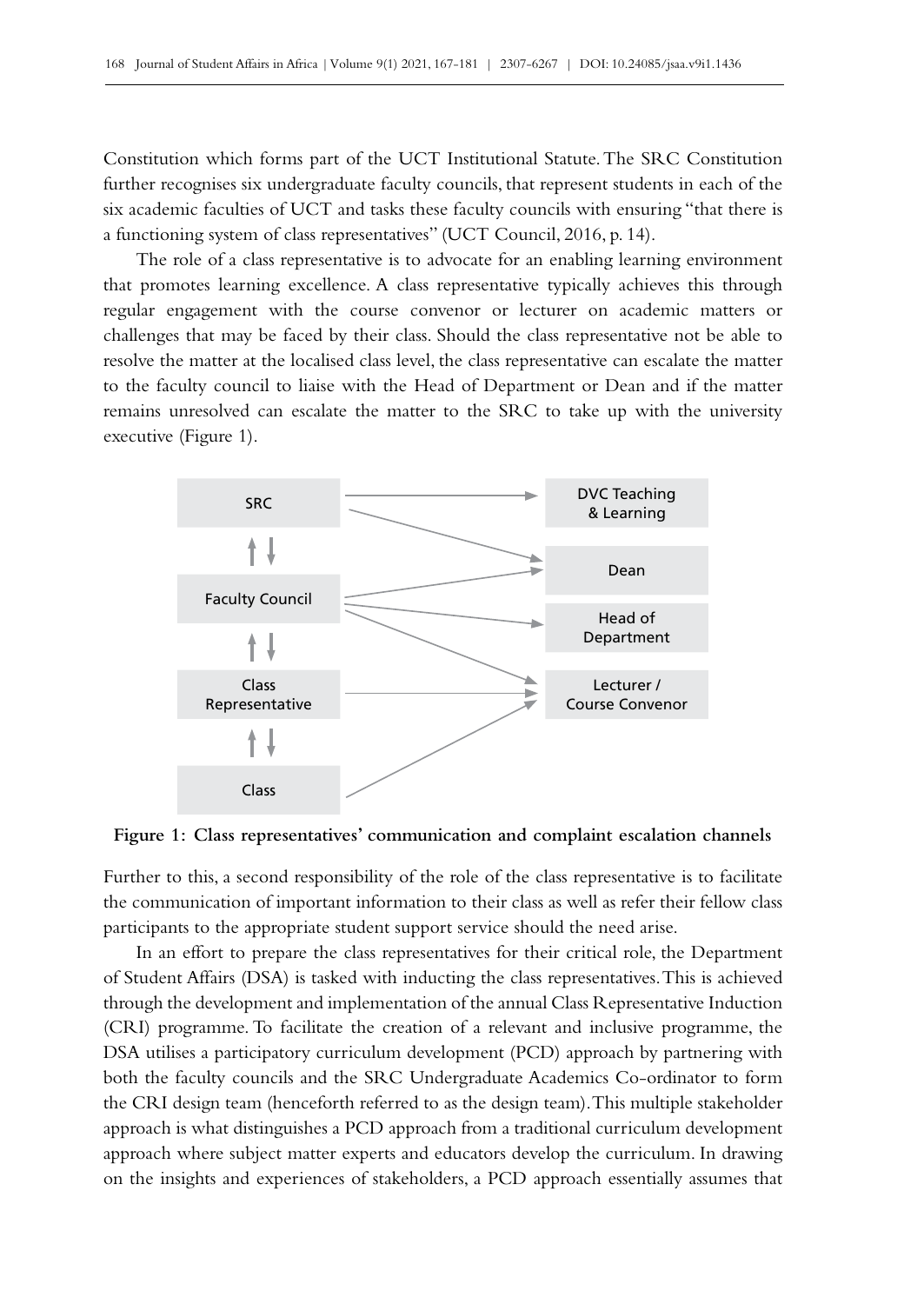Constitution which forms part of the UCT Institutional Statute. The SRC Constitution further recognises six undergraduate faculty councils, that represent students in each of the six academic faculties of UCT and tasks these faculty councils with ensuring "that there is a functioning system of class representatives" (UCT Council, 2016, p. 14).

The role of a class representative is to advocate for an enabling learning environment that promotes learning excellence. A class representative typically achieves this through regular engagement with the course convenor or lecturer on academic matters or challenges that may be faced by their class. Should the class representative not be able to resolve the matter at the localised class level, the class representative can escalate the matter to the faculty council to liaise with the Head of Department or Dean and if the matter remains unresolved can escalate the matter to the SRC to take up with the university executive (Figure 1).

**Figure 1: Class representatives' communication and complaint escalation channels**

Further to this, a second responsibility of the role of the class representative is to facilitate the communication of important information to their class as well as refer their fellow class participants to the appropriate student support service should the need arise.

In an effort to prepare the class representatives for their critical role, the Department of Student Affairs (DSA) is tasked with inducting the class representatives. This is achieved through the development and implementation of the annual Class Representative Induction (CRI) programme. To facilitate the creation of a relevant and inclusive programme, the DSA utilises a participatory curriculum development (PCD) approach by partnering with both the faculty councils and the SRC Undergraduate Academics Co-ordinator to form the CRI design team (henceforth referred to as the design team). This multiple stakeholder approach is what distinguishes a PCD approach from a traditional curriculum development approach where subject matter experts and educators develop the curriculum. In drawing on the insights and experiences of stakeholders, a PCD approach essentially assumes that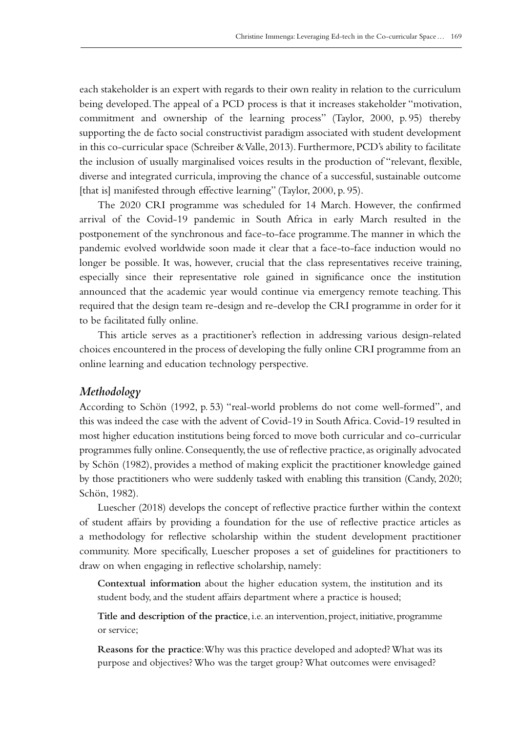each stakeholder is an expert with regards to their own reality in relation to the curriculum being developed. The appeal of a PCD process is that it increases stakeholder "motivation, commitment and ownership of the learning process" (Taylor, 2000, p. 95) thereby supporting the de facto social constructivist paradigm associated with student development in this co-curricular space (Schreiber & Valle, 2013). Furthermore, PCD's ability to facilitate the inclusion of usually marginalised voices results in the production of "relevant, flexible, diverse and integrated curricula, improving the chance of a successful, sustainable outcome [that is] manifested through effective learning" (Taylor, 2000, p. 95).

The 2020 CRI programme was scheduled for 14 March. However, the confirmed arrival of the Covid-19 pandemic in South Africa in early March resulted in the postponement of the synchronous and face-to-face programme. The manner in which the pandemic evolved worldwide soon made it clear that a face-to-face induction would no longer be possible. It was, however, crucial that the class representatives receive training, especially since their representative role gained in significance once the institution announced that the academic year would continue via emergency remote teaching. This required that the design team re-design and re-develop the CRI programme in order for it to be facilitated fully online.

This article serves as a practitioner's reflection in addressing various design-related choices encountered in the process of developing the fully online CRI programme from an online learning and education technology perspective.

### *Methodology*

According to Schön (1992, p. 53) "real-world problems do not come well-formed", and this was indeed the case with the advent of Covid-19 in South Africa. Covid-19 resulted in most higher education institutions being forced to move both curricular and co-curricular programmes fully online. Consequently, the use of reflective practice, as originally advocated by Schön (1982), provides a method of making explicit the practitioner knowledge gained by those practitioners who were suddenly tasked with enabling this transition (Candy, 2020; Schön, 1982).

Luescher (2018) develops the concept of reflective practice further within the context of student affairs by providing a foundation for the use of reflective practice articles as a methodology for reflective scholarship within the student development practitioner community. More specifically, Luescher proposes a set of guidelines for practitioners to draw on when engaging in reflective scholarship, namely:

**Contextual information** about the higher education system, the institution and its student body, and the student affairs department where a practice is housed;

**Title and description of the practice**, i.e. an intervention, project, initiative, programme or service;

**Reasons for the practice**: Why was this practice developed and adopted? What was its purpose and objectives? Who was the target group? What outcomes were envisaged?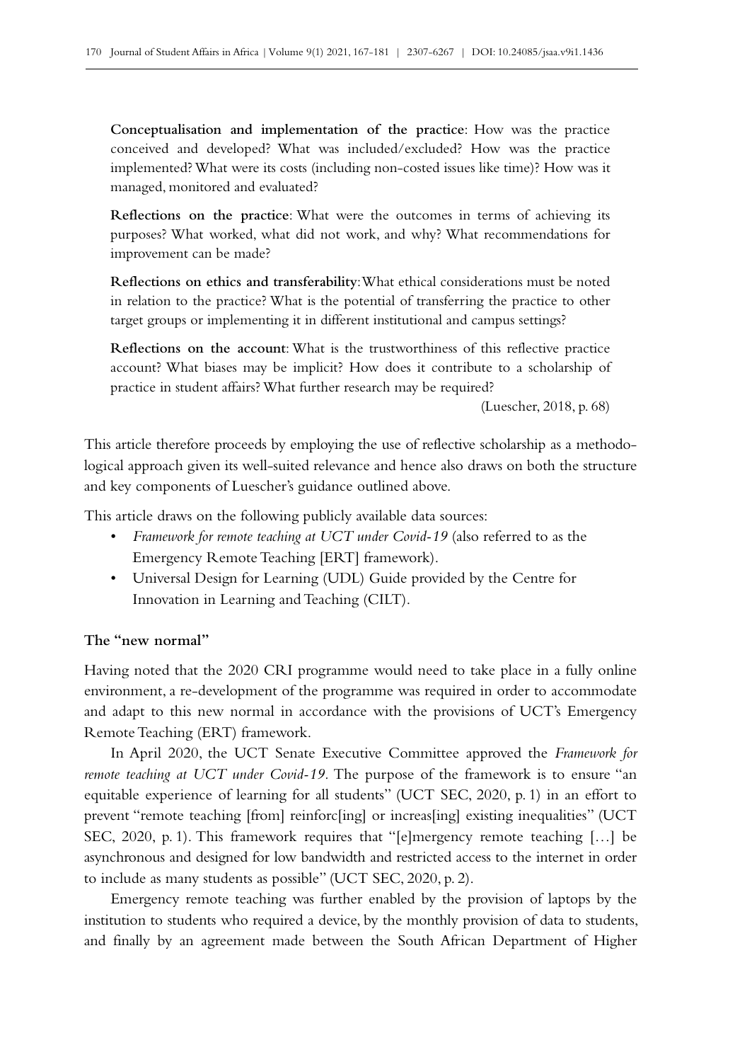**Conceptualisation and implementation of the practice**: How was the practice conceived and developed? What was included/excluded? How was the practice implemented? What were its costs (including non-costed issues like time)? How was it managed, monitored and evaluated?

**Reflections on the practice**: What were the outcomes in terms of achieving its purposes? What worked, what did not work, and why? What recommendations for improvement can be made?

**Reflections on ethics and transferability**: What ethical considerations must be noted in relation to the practice? What is the potential of transferring the practice to other target groups or implementing it in different institutional and campus settings?

**Reflections on the account**: What is the trustworthiness of this reflective practice account? What biases may be implicit? How does it contribute to a scholarship of practice in student affairs? What further research may be required?

(Luescher, 2018, p. 68)

This article therefore proceeds by employing the use of reflective scholarship as a methodological approach given its well-suited relevance and hence also draws on both the structure and key components of Luescher's guidance outlined above.

This article draws on the following publicly available data sources:

- *Framework for remote teaching at UCT under Covid-19* (also referred to as the Emergency Remote Teaching [ERT] framework).
- Universal Design for Learning (UDL) Guide provided by the Centre for Innovation in Learning and Teaching (CILT).

### The "new normal"

Having noted that the 2020 CRI programme would need to take place in a fully online environment, a re-development of the programme was required in order to accommodate and adapt to this new normal in accordance with the provisions of UCT's Emergency Remote Teaching (ERT) framework.

In April 2020, the UCT Senate Executive Committee approved the *Framework for remote teaching at UCT under Covid-19*. The purpose of the framework is to ensure "an equitable experience of learning for all students" (UCT SEC, 2020, p. 1) in an effort to prevent "remote teaching [from] reinforc[ing] or increas[ing] existing inequalities" (UCT SEC, 2020, p. 1). This framework requires that "[e]mergency remote teaching […] be asynchronous and designed for low bandwidth and restricted access to the internet in order to include as many students as possible" (UCT SEC, 2020, p. 2).

Emergency remote teaching was further enabled by the provision of laptops by the institution to students who required a device, by the monthly provision of data to students, and finally by an agreement made between the South African Department of Higher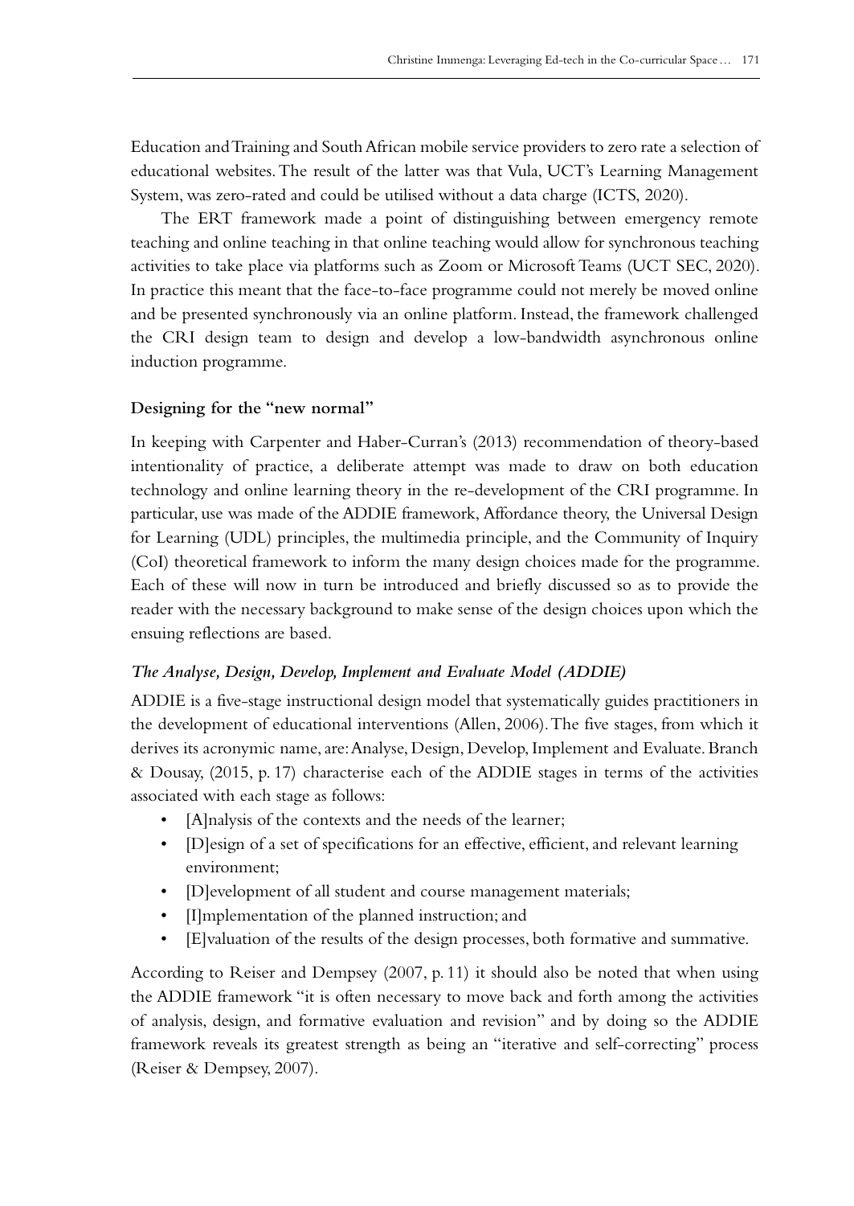Education and Training and South African mobile service providers to zero rate a selection of educational websites. The result of the latter was that Vula, UCT's Learning Management System, was zero-rated and could be utilised without a data charge (ICTS, 2020).

The ERT framework made a point of distinguishing between emergency remote teaching and online teaching in that online teaching would allow for synchronous teaching activities to take place via platforms such as Zoom or Microsoft Teams (UCT SEC, 2020). In practice this meant that the face-to-face programme could not merely be moved online and be presented synchronously via an online platform. Instead, the framework challenged the CRI design team to design and develop a low-bandwidth asynchronous online induction programme.

## Designing for the "new normal"

In keeping with Carpenter and Haber-Curran's (2013) recommendation of theory-based intentionality of practice, a deliberate attempt was made to draw on both education technology and online learning theory in the re-development of the CRI programme. In particular, use was made of the ADDIE framework, Affordance theory, the Universal Design for Learning (UDL) principles, the multimedia principle, and the Community of Inquiry (CoI) theoretical framework to inform the many design choices made for the programme. Each of these will now in turn be introduced and briefly discussed so as to provide the reader with the necessary background to make sense of the design choices upon which the ensuing reflections are based.

### *The Analyse, Design, Develop, Implement and Evaluate Model (ADDIE)*

ADDIE is a five-stage instructional design model that systematically guides practitioners in the development of educational interventions (Allen, 2006). The five stages, from which it derives its acronymic name, are: Analyse, Design, Develop, Implement and Evaluate. Branch & Dousay, (2015, p. 17) characterise each of the ADDIE stages in terms of the activities associated with each stage as follows:

- [A]nalysis of the contexts and the needs of the learner;
- [D]esign of a set of specifications for an effective, efficient, and relevant learning environment;
- [D]evelopment of all student and course management materials;
- [I]mplementation of the planned instruction; and
- [E]valuation of the results of the design processes, both formative and summative.

According to Reiser and Dempsey (2007, p. 11) it should also be noted that when using the ADDIE framework "it is often necessary to move back and forth among the activities of analysis, design, and formative evaluation and revision" and by doing so the ADDIE framework reveals its greatest strength as being an "iterative and self-correcting" process (Reiser & Dempsey, 2007).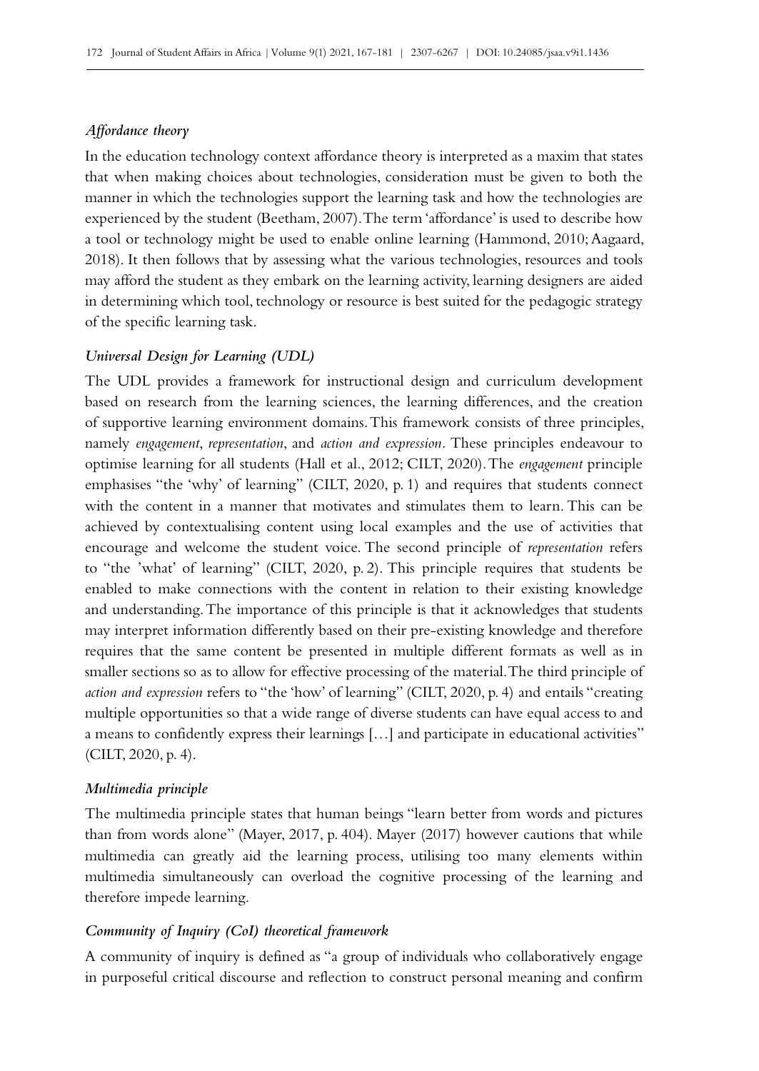### *Affordance theory*

In the education technology context affordance theory is interpreted as a maxim that states that when making choices about technologies, consideration must be given to both the manner in which the technologies support the learning task and how the technologies are experienced by the student (Beetham, 2007). The term 'affordance' is used to describe how a tool or technology might be used to enable online learning (Hammond, 2010; Aagaard, 2018). It then follows that by assessing what the various technologies, resources and tools may afford the student as they embark on the learning activity, learning designers are aided in determining which tool, technology or resource is best suited for the pedagogic strategy of the specific learning task.

### *Universal Design for Learning (UDL)*

The UDL provides a framework for instructional design and curriculum development based on research from the learning sciences, the learning differences, and the creation of supportive learning environment domains. This framework consists of three principles, namely *engagement*, *representation*, and *action and expression*. These principles endeavour to optimise learning for all students (Hall et al., 2012; CILT, 2020). The *engagement* principle emphasises "the 'why' of learning" (CILT, 2020, p. 1) and requires that students connect with the content in a manner that motivates and stimulates them to learn. This can be achieved by contextualising content using local examples and the use of activities that encourage and welcome the student voice. The second principle of *representation* refers to "the 'what' of learning" (CILT, 2020, p. 2). This principle requires that students be enabled to make connections with the content in relation to their existing knowledge and understanding. The importance of this principle is that it acknowledges that students may interpret information differently based on their pre-existing knowledge and therefore requires that the same content be presented in multiple different formats as well as in smaller sections so as to allow for effective processing of the material. The third principle of *action and expression* refers to "the 'how' of learning" (CILT, 2020, p. 4) and entails "creating multiple opportunities so that a wide range of diverse students can have equal access to and a means to confidently express their learnings […] and participate in educational activities" (CILT, 2020, p. 4).

### *Multimedia principle*

The multimedia principle states that human beings "learn better from words and pictures than from words alone" (Mayer, 2017, p. 404). Mayer (2017) however cautions that while multimedia can greatly aid the learning process, utilising too many elements within multimedia simultaneously can overload the cognitive processing of the learning and therefore impede learning.

### *Community of Inquiry (CoI) theoretical framework*

A community of inquiry is defined as "a group of individuals who collaboratively engage in purposeful critical discourse and reflection to construct personal meaning and confirm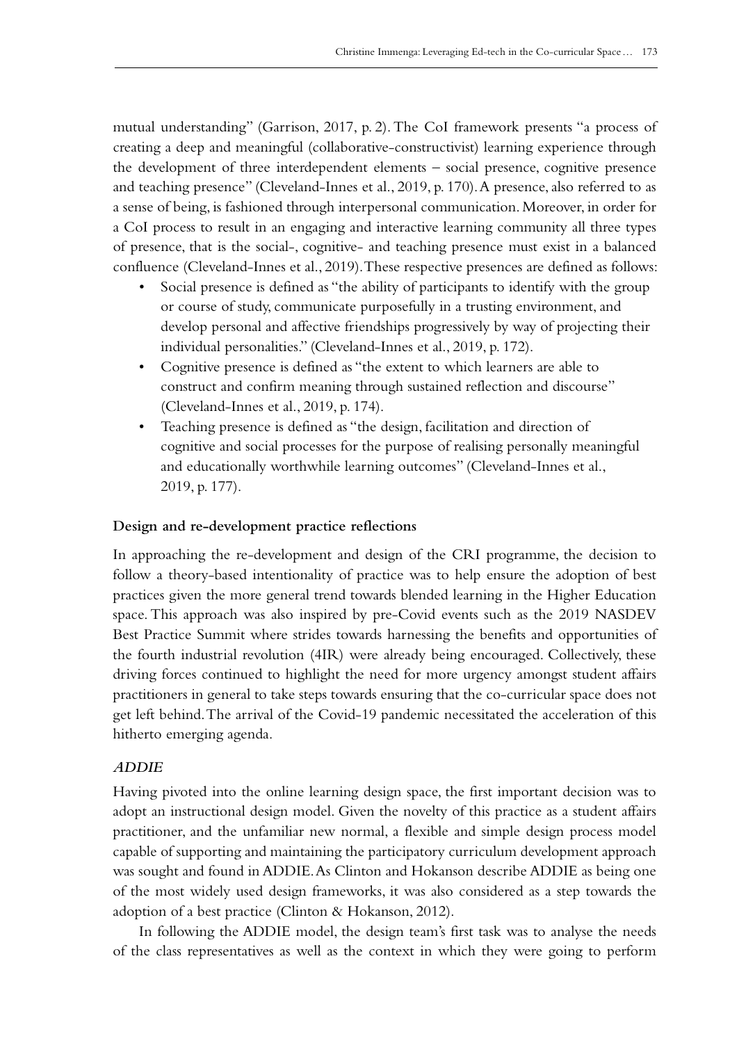mutual understanding" (Garrison, 2017, p. 2). The CoI framework presents "a process of creating a deep and meaningful (collaborative-constructivist) learning experience through the development of three interdependent elements – social presence, cognitive presence and teaching presence" (Cleveland-Innes et al., 2019, p. 170). A presence, also referred to as a sense of being, is fashioned through interpersonal communication. Moreover, in order for a CoI process to result in an engaging and interactive learning community all three types of presence, that is the social-, cognitive- and teaching presence must exist in a balanced confluence (Cleveland-Innes et al., 2019). These respective presences are defined as follows:

- Social presence is defined as "the ability of participants to identify with the group or course of study, communicate purposefully in a trusting environment, and develop personal and affective friendships progressively by way of projecting their individual personalities." (Cleveland-Innes et al., 2019, p. 172).
- Cognitive presence is defined as "the extent to which learners are able to construct and confirm meaning through sustained reflection and discourse" (Cleveland-Innes et al., 2019, p. 174).
- Teaching presence is defined as "the design, facilitation and direction of cognitive and social processes for the purpose of realising personally meaningful and educationally worthwhile learning outcomes" (Cleveland-Innes et al., 2019, p. 177).

## Design and re-development practice reflections

In approaching the re-development and design of the CRI programme, the decision to follow a theory-based intentionality of practice was to help ensure the adoption of best practices given the more general trend towards blended learning in the Higher Education space. This approach was also inspired by pre-Covid events such as the 2019 NASDEV Best Practice Summit where strides towards harnessing the benefits and opportunities of the fourth industrial revolution (4IR) were already being encouraged. Collectively, these driving forces continued to highlight the need for more urgency amongst student affairs practitioners in general to take steps towards ensuring that the co-curricular space does not get left behind. The arrival of the Covid-19 pandemic necessitated the acceleration of this hitherto emerging agenda.

### *ADDIE*

Having pivoted into the online learning design space, the first important decision was to adopt an instructional design model. Given the novelty of this practice as a student affairs practitioner, and the unfamiliar new normal, a flexible and simple design process model capable of supporting and maintaining the participatory curriculum development approach was sought and found in ADDIE. As Clinton and Hokanson describe ADDIE as being one of the most widely used design frameworks, it was also considered as a step towards the adoption of a best practice (Clinton & Hokanson, 2012).

In following the ADDIE model, the design team's first task was to analyse the needs of the class representatives as well as the context in which they were going to perform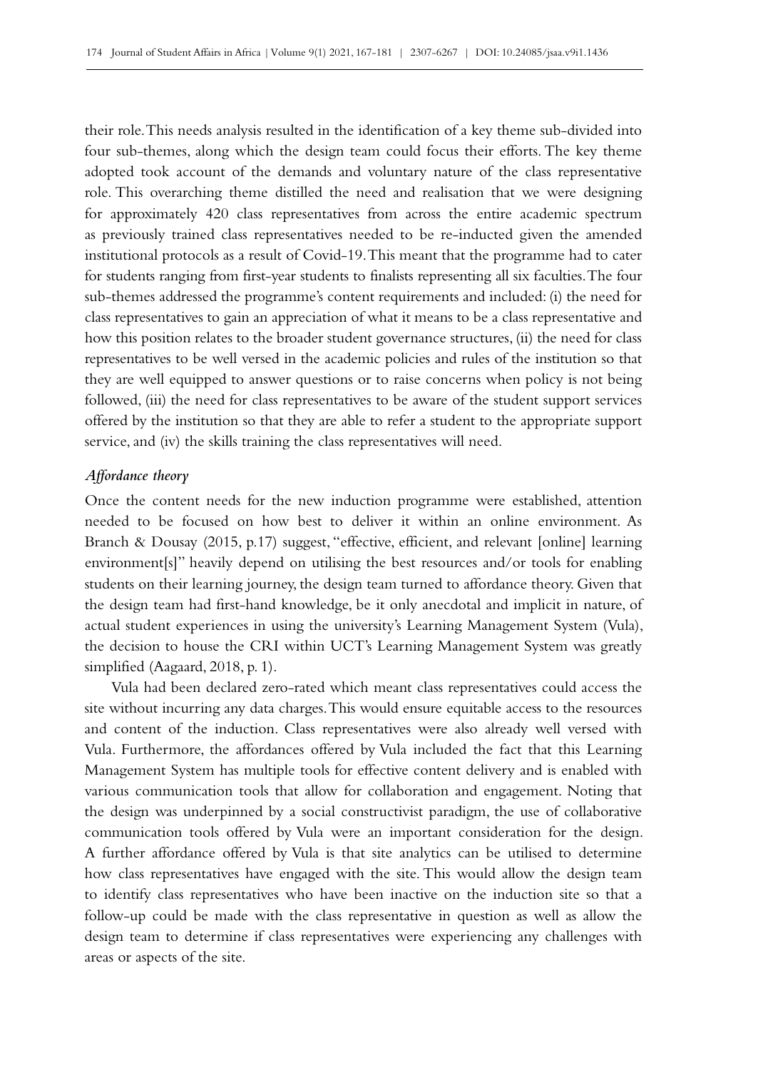their role. This needs analysis resulted in the identification of a key theme sub-divided into four sub-themes, along which the design team could focus their efforts. The key theme adopted took account of the demands and voluntary nature of the class representative role. This overarching theme distilled the need and realisation that we were designing for approximately 420 class representatives from across the entire academic spectrum as previously trained class representatives needed to be re-inducted given the amended institutional protocols as a result of Covid-19. This meant that the programme had to cater for students ranging from first-year students to finalists representing all six faculties. The four sub-themes addressed the programme's content requirements and included: (i) the need for class representatives to gain an appreciation of what it means to be a class representative and how this position relates to the broader student governance structures, (ii) the need for class representatives to be well versed in the academic policies and rules of the institution so that they are well equipped to answer questions or to raise concerns when policy is not being followed, (iii) the need for class representatives to be aware of the student support services offered by the institution so that they are able to refer a student to the appropriate support service, and (iv) the skills training the class representatives will need.

### *Affordance theory*

Once the content needs for the new induction programme were established, attention needed to be focused on how best to deliver it within an online environment. As Branch & Dousay (2015, p.17) suggest, "effective, efficient, and relevant [online] learning environment[s]" heavily depend on utilising the best resources and/or tools for enabling students on their learning journey, the design team turned to affordance theory. Given that the design team had first-hand knowledge, be it only anecdotal and implicit in nature, of actual student experiences in using the university's Learning Management System (Vula), the decision to house the CRI within UCT's Learning Management System was greatly simplified (Aagaard, 2018, p. 1).

Vula had been declared zero-rated which meant class representatives could access the site without incurring any data charges. This would ensure equitable access to the resources and content of the induction. Class representatives were also already well versed with Vula. Furthermore, the affordances offered by Vula included the fact that this Learning Management System has multiple tools for effective content delivery and is enabled with various communication tools that allow for collaboration and engagement. Noting that the design was underpinned by a social constructivist paradigm, the use of collaborative communication tools offered by Vula were an important consideration for the design. A further affordance offered by Vula is that site analytics can be utilised to determine how class representatives have engaged with the site. This would allow the design team to identify class representatives who have been inactive on the induction site so that a follow-up could be made with the class representative in question as well as allow the design team to determine if class representatives were experiencing any challenges with areas or aspects of the site.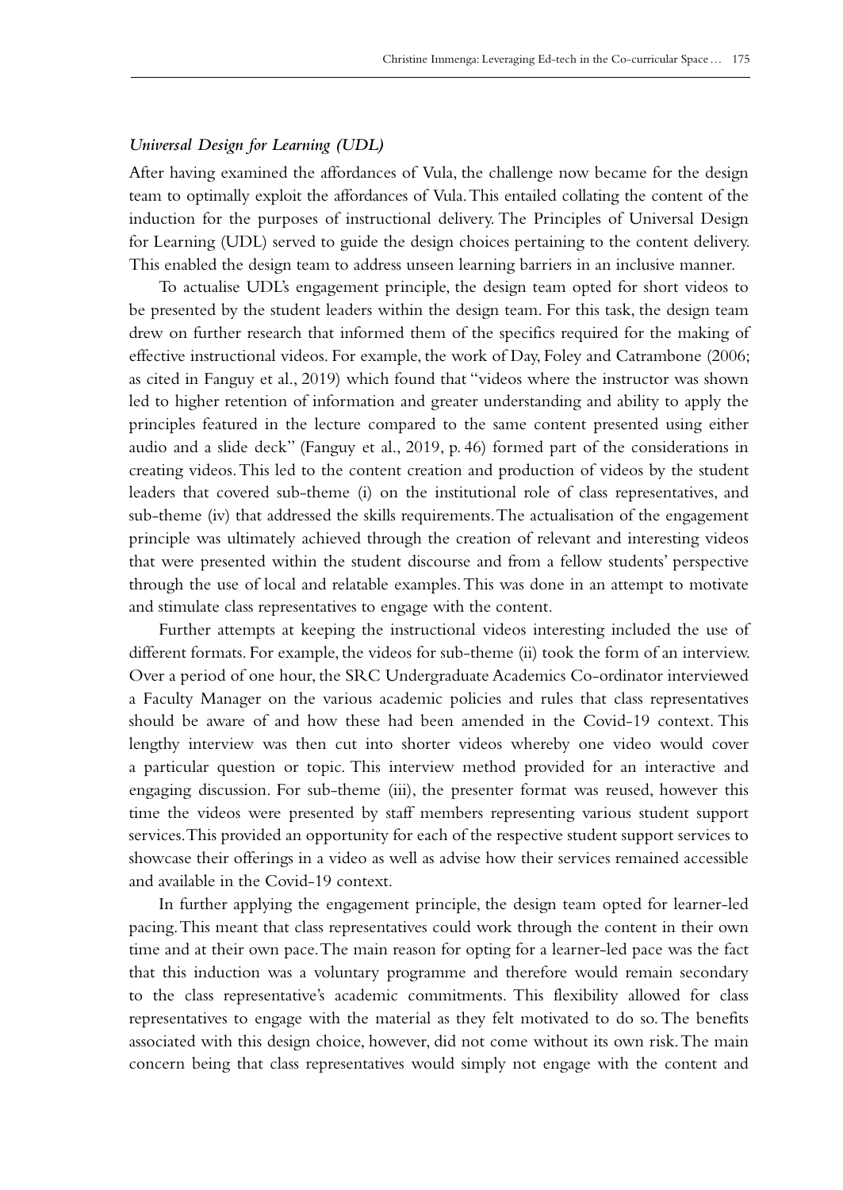### *Universal Design for Learning (UDL)*

After having examined the affordances of Vula, the challenge now became for the design team to optimally exploit the affordances of Vula. This entailed collating the content of the induction for the purposes of instructional delivery. The Principles of Universal Design for Learning (UDL) served to guide the design choices pertaining to the content delivery. This enabled the design team to address unseen learning barriers in an inclusive manner.

To actualise UDL's engagement principle, the design team opted for short videos to be presented by the student leaders within the design team. For this task, the design team drew on further research that informed them of the specifics required for the making of effective instructional videos. For example, the work of Day, Foley and Catrambone (2006; as cited in Fanguy et al., 2019) which found that "videos where the instructor was shown led to higher retention of information and greater understanding and ability to apply the principles featured in the lecture compared to the same content presented using either audio and a slide deck" (Fanguy et al., 2019, p. 46) formed part of the considerations in creating videos. This led to the content creation and production of videos by the student leaders that covered sub-theme (i) on the institutional role of class representatives, and sub-theme (iv) that addressed the skills requirements. The actualisation of the engagement principle was ultimately achieved through the creation of relevant and interesting videos that were presented within the student discourse and from a fellow students' perspective through the use of local and relatable examples. This was done in an attempt to motivate and stimulate class representatives to engage with the content.

Further attempts at keeping the instructional videos interesting included the use of different formats. For example, the videos for sub-theme (ii) took the form of an interview. Over a period of one hour, the SRC Undergraduate Academics Co-ordinator interviewed a Faculty Manager on the various academic policies and rules that class representatives should be aware of and how these had been amended in the Covid-19 context. This lengthy interview was then cut into shorter videos whereby one video would cover a particular question or topic. This interview method provided for an interactive and engaging discussion. For sub-theme (iii), the presenter format was reused, however this time the videos were presented by staff members representing various student support services. This provided an opportunity for each of the respective student support services to showcase their offerings in a video as well as advise how their services remained accessible and available in the Covid-19 context.

In further applying the engagement principle, the design team opted for learner-led pacing. This meant that class representatives could work through the content in their own time and at their own pace. The main reason for opting for a learner-led pace was the fact that this induction was a voluntary programme and therefore would remain secondary to the class representative's academic commitments. This flexibility allowed for class representatives to engage with the material as they felt motivated to do so. The benefits associated with this design choice, however, did not come without its own risk. The main concern being that class representatives would simply not engage with the content and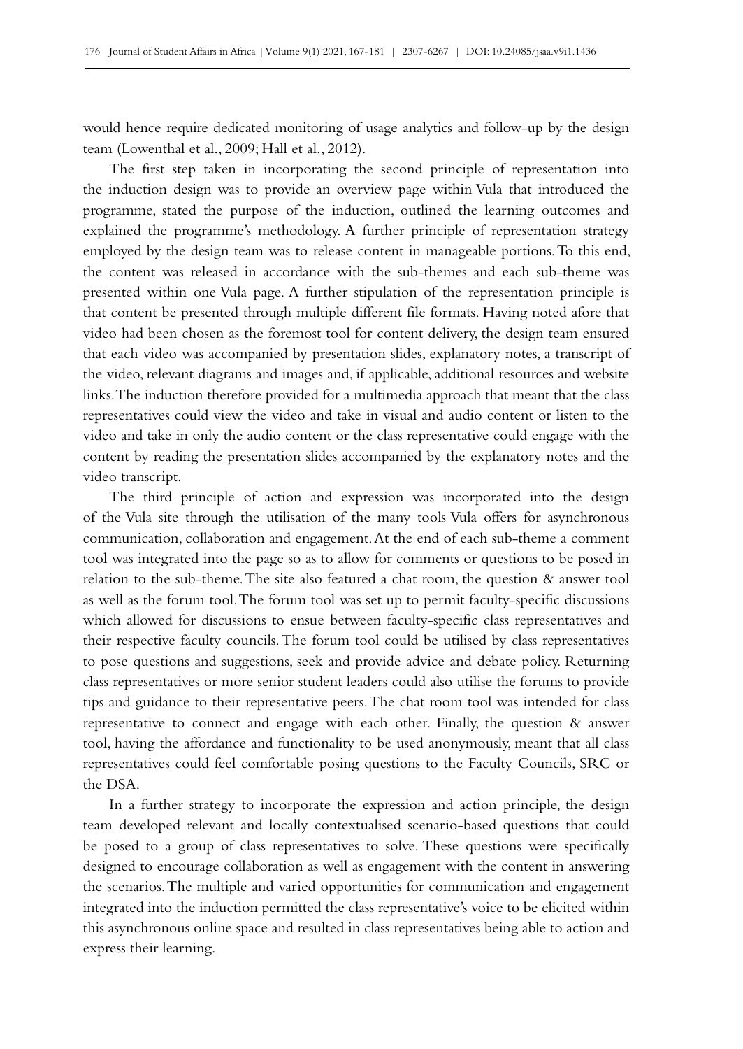would hence require dedicated monitoring of usage analytics and follow-up by the design team (Lowenthal et al., 2009; Hall et al., 2012).

The first step taken in incorporating the second principle of representation into the induction design was to provide an overview page within Vula that introduced the programme, stated the purpose of the induction, outlined the learning outcomes and explained the programme's methodology. A further principle of representation strategy employed by the design team was to release content in manageable portions. To this end, the content was released in accordance with the sub-themes and each sub-theme was presented within one Vula page. A further stipulation of the representation principle is that content be presented through multiple different file formats. Having noted afore that video had been chosen as the foremost tool for content delivery, the design team ensured that each video was accompanied by presentation slides, explanatory notes, a transcript of the video, relevant diagrams and images and, if applicable, additional resources and website links. The induction therefore provided for a multimedia approach that meant that the class representatives could view the video and take in visual and audio content or listen to the video and take in only the audio content or the class representative could engage with the content by reading the presentation slides accompanied by the explanatory notes and the video transcript.

The third principle of action and expression was incorporated into the design of the Vula site through the utilisation of the many tools Vula offers for asynchronous communication, collaboration and engagement. At the end of each sub-theme a comment tool was integrated into the page so as to allow for comments or questions to be posed in relation to the sub-theme. The site also featured a chat room, the question & answer tool as well as the forum tool. The forum tool was set up to permit faculty-specific discussions which allowed for discussions to ensue between faculty-specific class representatives and their respective faculty councils. The forum tool could be utilised by class representatives to pose questions and suggestions, seek and provide advice and debate policy. Returning class representatives or more senior student leaders could also utilise the forums to provide tips and guidance to their representative peers. The chat room tool was intended for class representative to connect and engage with each other. Finally, the question & answer tool, having the affordance and functionality to be used anonymously, meant that all class representatives could feel comfortable posing questions to the Faculty Councils, SRC or the DSA.

In a further strategy to incorporate the expression and action principle, the design team developed relevant and locally contextualised scenario-based questions that could be posed to a group of class representatives to solve. These questions were specifically designed to encourage collaboration as well as engagement with the content in answering the scenarios. The multiple and varied opportunities for communication and engagement integrated into the induction permitted the class representative's voice to be elicited within this asynchronous online space and resulted in class representatives being able to action and express their learning.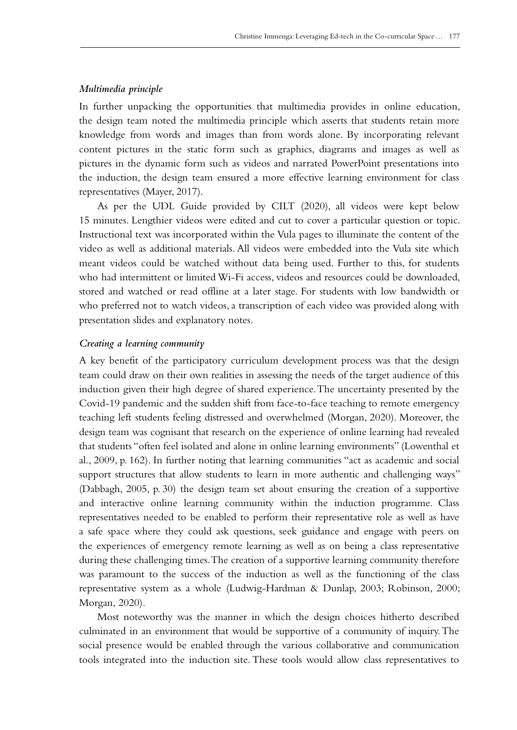### *Multimedia principle*

In further unpacking the opportunities that multimedia provides in online education, the design team noted the multimedia principle which asserts that students retain more knowledge from words and images than from words alone. By incorporating relevant content pictures in the static form such as graphics, diagrams and images as well as pictures in the dynamic form such as videos and narrated PowerPoint presentations into the induction, the design team ensured a more effective learning environment for class representatives (Mayer, 2017).

As per the UDL Guide provided by CILT (2020), all videos were kept below 15 minutes. Lengthier videos were edited and cut to cover a particular question or topic. Instructional text was incorporated within the Vula pages to illuminate the content of the video as well as additional materials. All videos were embedded into the Vula site which meant videos could be watched without data being used. Further to this, for students who had intermittent or limited Wi-Fi access, videos and resources could be downloaded, stored and watched or read offline at a later stage. For students with low bandwidth or who preferred not to watch videos, a transcription of each video was provided along with presentation slides and explanatory notes.

### *Creating a learning community*

A key benefit of the participatory curriculum development process was that the design team could draw on their own realities in assessing the needs of the target audience of this induction given their high degree of shared experience. The uncertainty presented by the Covid-19 pandemic and the sudden shift from face-to-face teaching to remote emergency teaching left students feeling distressed and overwhelmed (Morgan, 2020). Moreover, the design team was cognisant that research on the experience of online learning had revealed that students "often feel isolated and alone in online learning environments" (Lowenthal et al., 2009, p. 162). In further noting that learning communities "act as academic and social support structures that allow students to learn in more authentic and challenging ways" (Dabbagh, 2005, p. 30) the design team set about ensuring the creation of a supportive and interactive online learning community within the induction programme. Class representatives needed to be enabled to perform their representative role as well as have a safe space where they could ask questions, seek guidance and engage with peers on the experiences of emergency remote learning as well as on being a class representative during these challenging times. The creation of a supportive learning community therefore was paramount to the success of the induction as well as the functioning of the class representative system as a whole (Ludwig-Hardman & Dunlap, 2003; Robinson, 2000; Morgan, 2020).

Most noteworthy was the manner in which the design choices hitherto described culminated in an environment that would be supportive of a community of inquiry. The social presence would be enabled through the various collaborative and communication tools integrated into the induction site. These tools would allow class representatives to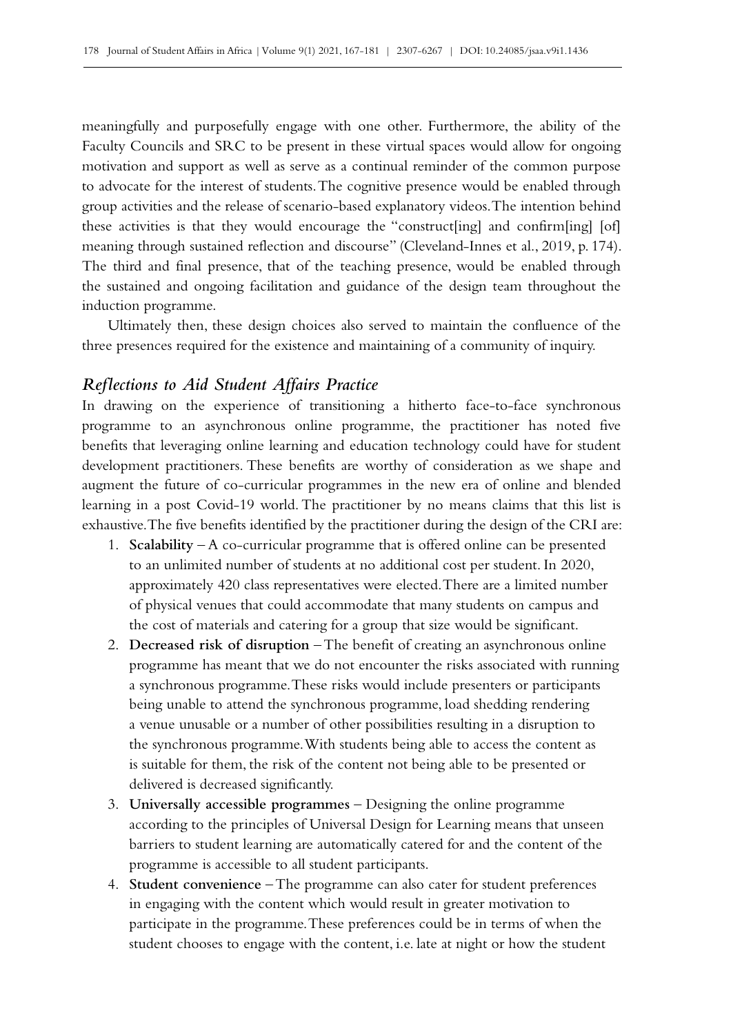meaningfully and purposefully engage with one other. Furthermore, the ability of the Faculty Councils and SRC to be present in these virtual spaces would allow for ongoing motivation and support as well as serve as a continual reminder of the common purpose to advocate for the interest of students. The cognitive presence would be enabled through group activities and the release of scenario-based explanatory videos. The intention behind these activities is that they would encourage the "construct[ing] and confirm[ing] [of] meaning through sustained reflection and discourse" (Cleveland-Innes et al., 2019, p. 174). The third and final presence, that of the teaching presence, would be enabled through the sustained and ongoing facilitation and guidance of the design team throughout the induction programme.

Ultimately then, these design choices also served to maintain the confluence of the three presences required for the existence and maintaining of a community of inquiry.

### *Reflections to Aid Student Affairs Practice*

In drawing on the experience of transitioning a hitherto face-to-face synchronous programme to an asynchronous online programme, the practitioner has noted five benefits that leveraging online learning and education technology could have for student development practitioners. These benefits are worthy of consideration as we shape and augment the future of co-curricular programmes in the new era of online and blended learning in a post Covid-19 world. The practitioner by no means claims that this list is exhaustive. The five benefits identified by the practitioner during the design of the CRI are:

1. **Scalability** – A co-curricular programme that is offered online can be presented to an unlimited number of students at no additional cost per student. In 2020, approximately 420 class representatives were elected. There are a limited number of physical venues that could accommodate that many students on campus and the cost of materials and catering for a group that size would be significant.
2. **Decreased risk of disruption** – The benefit of creating an asynchronous online programme has meant that we do not encounter the risks associated with running a synchronous programme. These risks would include presenters or participants being unable to attend the synchronous programme, load shedding rendering a venue unusable or a number of other possibilities resulting in a disruption to the synchronous programme. With students being able to access the content as is suitable for them, the risk of the content not being able to be presented or delivered is decreased significantly.
3. **Universally accessible programmes** – Designing the online programme according to the principles of Universal Design for Learning means that unseen barriers to student learning are automatically catered for and the content of the programme is accessible to all student participants.
4. **Student convenience** – The programme can also cater for student preferences in engaging with the content which would result in greater motivation to participate in the programme. These preferences could be in terms of when the student chooses to engage with the content, i.e. late at night or how the student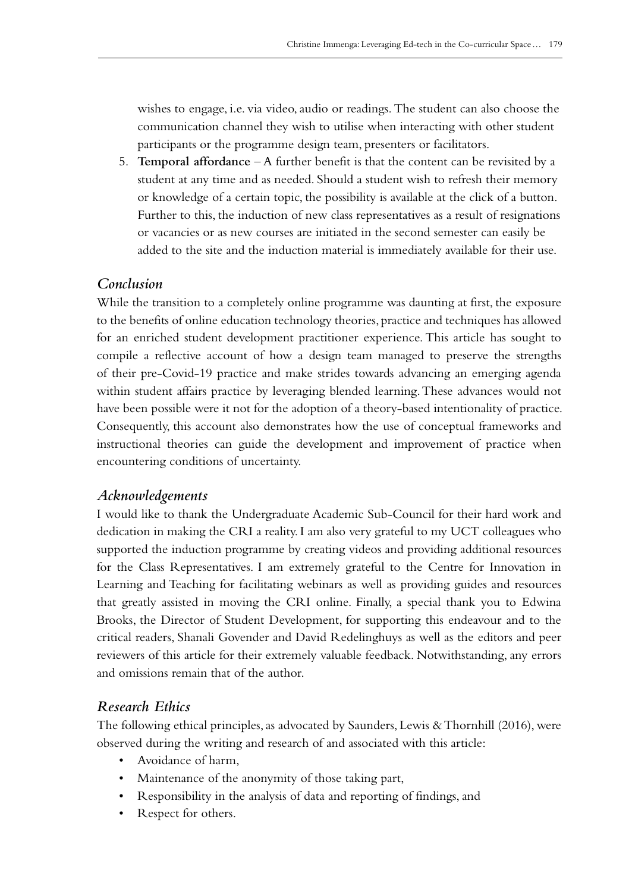wishes to engage, i.e. via video, audio or readings. The student can also choose the communication channel they wish to utilise when interacting with other student participants or the programme design team, presenters or facilitators.

5. **Temporal affordance** – A further benefit is that the content can be revisited by a student at any time and as needed. Should a student wish to refresh their memory or knowledge of a certain topic, the possibility is available at the click of a button. Further to this, the induction of new class representatives as a result of resignations or vacancies or as new courses are initiated in the second semester can easily be added to the site and the induction material is immediately available for their use.

## *Conclusion*

While the transition to a completely online programme was daunting at first, the exposure to the benefits of online education technology theories, practice and techniques has allowed for an enriched student development practitioner experience. This article has sought to compile a reflective account of how a design team managed to preserve the strengths of their pre-Covid-19 practice and make strides towards advancing an emerging agenda within student affairs practice by leveraging blended learning. These advances would not have been possible were it not for the adoption of a theory-based intentionality of practice. Consequently, this account also demonstrates how the use of conceptual frameworks and instructional theories can guide the development and improvement of practice when encountering conditions of uncertainty.

## *Acknowledgements*

I would like to thank the Undergraduate Academic Sub-Council for their hard work and dedication in making the CRI a reality. I am also very grateful to my UCT colleagues who supported the induction programme by creating videos and providing additional resources for the Class Representatives. I am extremely grateful to the Centre for Innovation in Learning and Teaching for facilitating webinars as well as providing guides and resources that greatly assisted in moving the CRI online. Finally, a special thank you to Edwina Brooks, the Director of Student Development, for supporting this endeavour and to the critical readers, Shanali Govender and David Redelinghuys as well as the editors and peer reviewers of this article for their extremely valuable feedback. Notwithstanding, any errors and omissions remain that of the author.

## *Research Ethics*

The following ethical principles, as advocated by Saunders, Lewis & Thornhill (2016), were observed during the writing and research of and associated with this article:

- Avoidance of harm,
- Maintenance of the anonymity of those taking part,
- Responsibility in the analysis of data and reporting of findings, and
- Respect for others.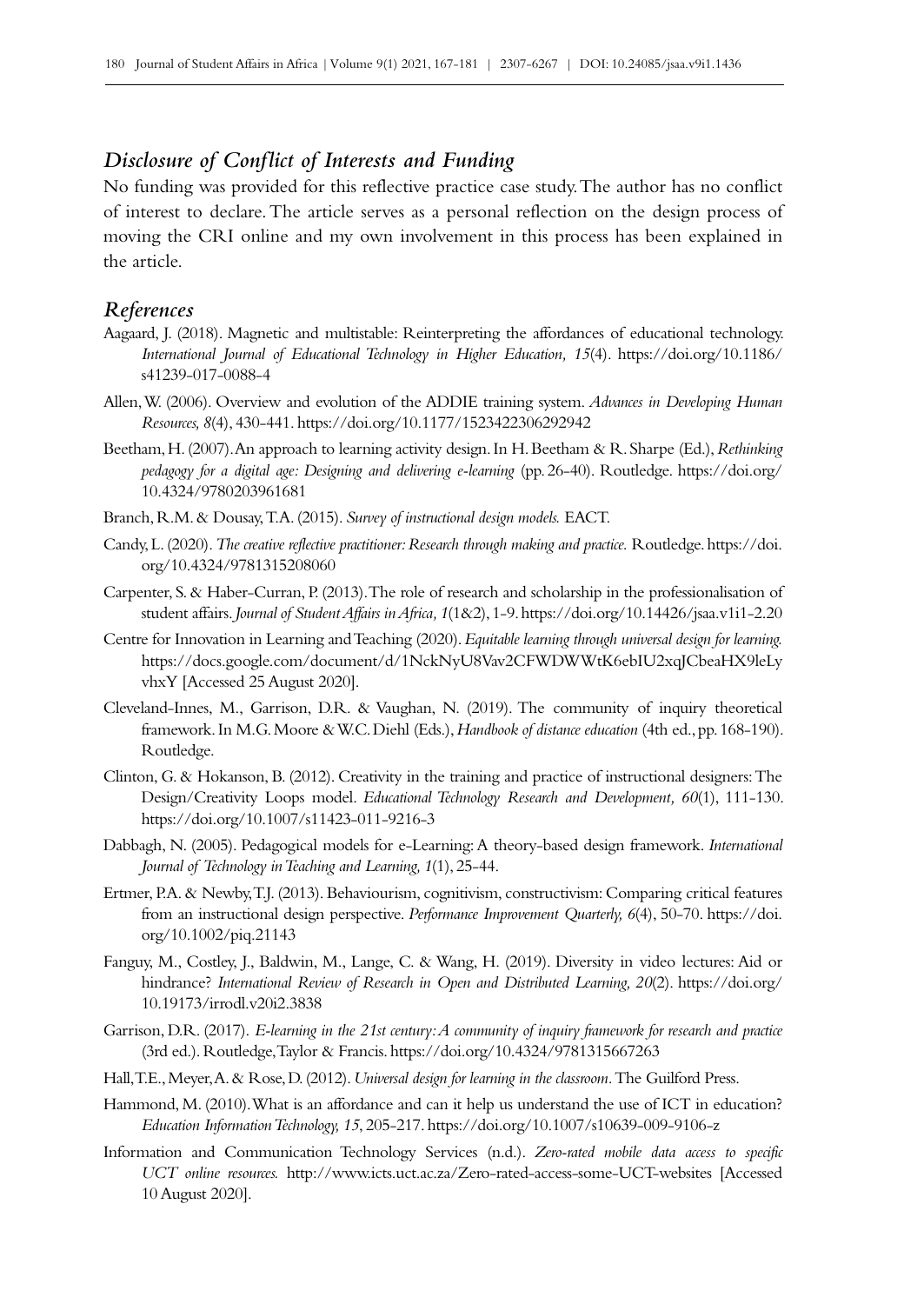## *Disclosure of Conflict of Interests and Funding*

No funding was provided for this reflective practice case study. The author has no conflict of interest to declare. The article serves as a personal reflection on the design process of moving the CRI online and my own involvement in this process has been explained in the article.

## *References*

Aagaard, J. (2018). Magnetic and multistable: Reinterpreting the affordances of educational technology. *International Journal of Educational Technology in Higher Education, 15*(4). https://doi.org/10.1186/s41239-017-0088-4

Allen, W. (2006). Overview and evolution of the ADDIE training system. *Advances in Developing Human Resources, 8*(4), 430-441. https://doi.org/10.1177/1523422306292942

Beetham, H. (2007). An approach to learning activity design. In H. Beetham & R. Sharpe (Ed.), *Rethinking pedagogy for a digital age: Designing and delivering e-learning* (pp. 26-40). Routledge. https://doi.org/10.4324/9780203961681

Branch, R.M. & Dousay, T.A. (2015). *Survey of instructional design models.* EACT.

Candy, L. (2020). *The creative reflective practitioner: Research through making and practice.* Routledge. https://doi.org/10.4324/9781315208060

Carpenter, S. & Haber-Curran, P. (2013). The role of research and scholarship in the professionalisation of student affairs. *Journal of Student Affairs in Africa, 1*(1&2), 1-9. https://doi.org/10.14426/jsaa.v1i1-2.20

Centre for Innovation in Learning and Teaching (2020). *Equitable learning through universal design for learning.* https://docs.google.com/document/d/1NckNyU8Vav2CFWDWWtK6ebIU2xqJCbeaHX9leLyvhxY [Accessed 25 August 2020].

Cleveland-Innes, M., Garrison, D.R. & Vaughan, N. (2019). The community of inquiry theoretical framework. In M.G. Moore & W.C. Diehl (Eds.), *Handbook of distance education* (4th ed., pp. 168-190). Routledge.

Clinton, G. & Hokanson, B. (2012). Creativity in the training and practice of instructional designers: The Design/Creativity Loops model. *Educational Technology Research and Development, 60*(1), 111-130. https://doi.org/10.1007/s11423-011-9216-3

Dabbagh, N. (2005). Pedagogical models for e-Learning: A theory-based design framework. *International Journal of Technology in Teaching and Learning, 1*(1), 25-44.

Ertmer, P.A. & Newby, T.J. (2013). Behaviourism, cognitivism, constructivism: Comparing critical features from an instructional design perspective. *Performance Improvement Quarterly, 6*(4), 50-70. https://doi.org/10.1002/piq.21143

Fanguy, M., Costley, J., Baldwin, M., Lange, C. & Wang, H. (2019). Diversity in video lectures: Aid or hindrance? *International Review of Research in Open and Distributed Learning, 20*(2). https://doi.org/10.19173/irrodl.v20i2.3838

Garrison, D.R. (2017). *E-learning in the 21st century: A community of inquiry framework for research and practice* (3rd ed.). Routledge, Taylor & Francis. https://doi.org/10.4324/9781315667263

Hall, T.E., Meyer, A. & Rose, D. (2012). *Universal design for learning in the classroom.* The Guilford Press.

Hammond, M. (2010). What is an affordance and can it help us understand the use of ICT in education? *Education Information Technology, 15*, 205-217. https://doi.org/10.1007/s10639-009-9106-z

Information and Communication Technology Services (n.d.). *Zero-rated mobile data access to specific UCT online resources.* http://www.icts.uct.ac.za/Zero-rated-access-some-UCT-websites [Accessed 10 August 2020].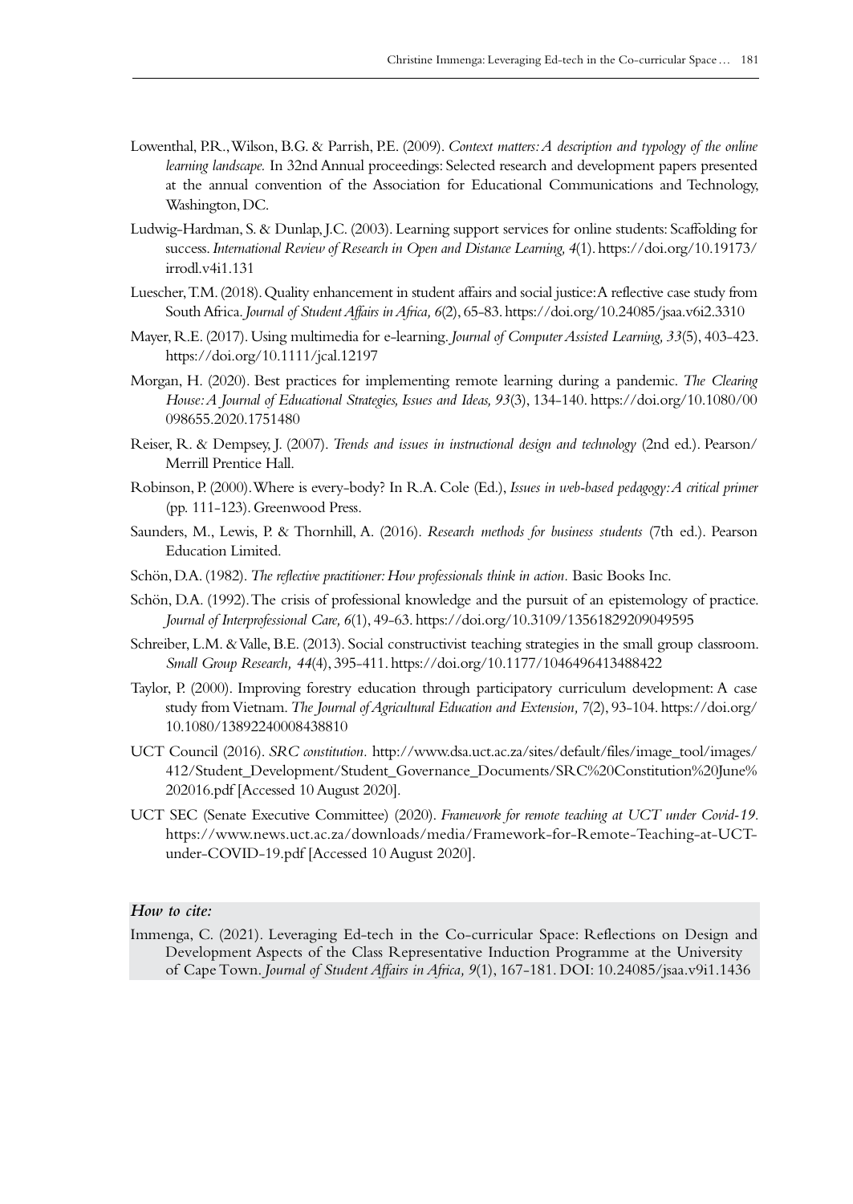Lowenthal, P.R., Wilson, B.G. & Parrish, P.E. (2009). *Context matters: A description and typology of the online learning landscape.* In 32nd Annual proceedings: Selected research and development papers presented at the annual convention of the Association for Educational Communications and Technology, Washington, DC.

Ludwig-Hardman, S. & Dunlap, J.C. (2003). Learning support services for online students: Scaffolding for success. *International Review of Research in Open and Distance Learning, 4*(1). https://doi.org/10.19173/irrodl.v4i1.131

Luescher, T.M. (2018). Quality enhancement in student affairs and social justice: A reflective case study from South Africa. *Journal of Student Affairs in Africa, 6*(2), 65-83. https://doi.org/10.24085/jsaa.v6i2.3310

Mayer, R.E. (2017). Using multimedia for e-learning. *Journal of Computer Assisted Learning, 33*(5), 403-423. https://doi.org/10.1111/jcal.12197

Morgan, H. (2020). Best practices for implementing remote learning during a pandemic. *The Clearing House: A Journal of Educational Strategies, Issues and Ideas, 93*(3), 134-140. https://doi.org/10.1080/00098655.2020.1751480

Reiser, R. & Dempsey, J. (2007). *Trends and issues in instructional design and technology* (2nd ed.). Pearson/Merrill Prentice Hall.

Robinson, P. (2000). Where is every-body? In R.A. Cole (Ed.), *Issues in web-based pedagogy: A critical primer* (pp. 111-123). Greenwood Press.

Saunders, M., Lewis, P. & Thornhill, A. (2016). *Research methods for business students* (7th ed.). Pearson Education Limited.

Schön, D.A. (1982). *The reflective practitioner: How professionals think in action.* Basic Books Inc.

Schön, D.A. (1992). The crisis of professional knowledge and the pursuit of an epistemology of practice. *Journal of Interprofessional Care, 6*(1), 49-63. https://doi.org/10.3109/13561829209049595

Schreiber, L.M. & Valle, B.E. (2013). Social constructivist teaching strategies in the small group classroom. *Small Group Research, 44*(4), 395-411. https://doi.org/10.1177/1046496413488422

Taylor, P. (2000). Improving forestry education through participatory curriculum development: A case study from Vietnam. *The Journal of Agricultural Education and Extension, 7*(2), 93-104. https://doi.org/10.1080/13892240008438810

UCT Council (2016). *SRC constitution.* http://www.dsa.uct.ac.za/sites/default/files/image_tool/images/412/Student_Development/Student_Governance_Documents/SRC%20Constitution%20June%202016.pdf [Accessed 10 August 2020].

UCT SEC (Senate Executive Committee) (2020). *Framework for remote teaching at UCT under Covid-19.* https://www.news.uct.ac.za/downloads/media/Framework-for-Remote-Teaching-at-UCT-under-COVID-19.pdf [Accessed 10 August 2020].

***How to cite:***

Immenga, C. (2021). Leveraging Ed-tech in the Co-curricular Space: Reflections on Design and Development Aspects of the Class Representative Induction Programme at the University of Cape Town. *Journal of Student Affairs in Africa, 9*(1), 167-181. DOI: 10.24085/jsaa.v9i1.1436